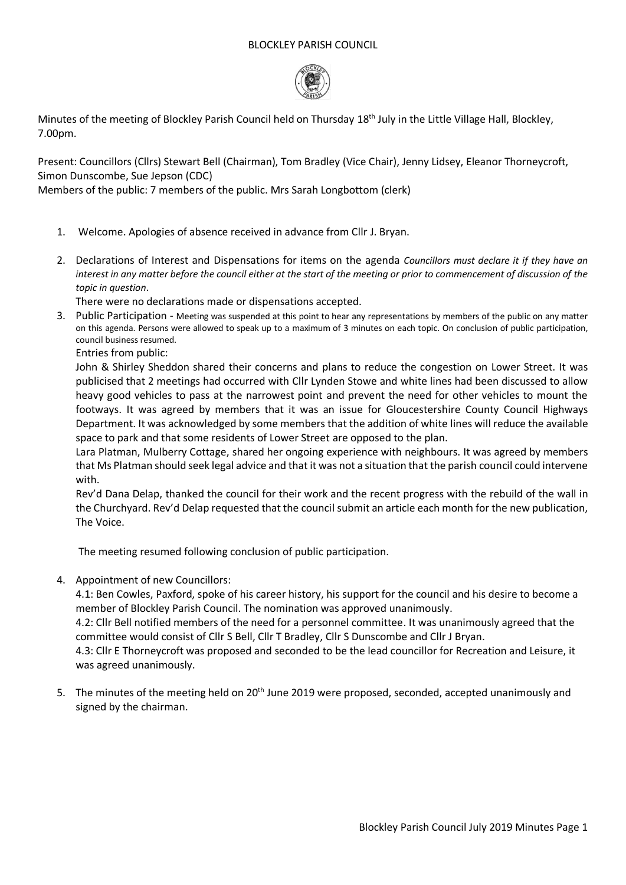BLOCKLEY PARISH COUNCIL

Minutes of the meeting of Blockley Parish Council held on Thursday 18th July in the Little Village Hall, Blockley, 7.00pm.

Present: Councillors (Cllrs) Stewart Bell (Chairman), Tom Bradley (Vice Chair), Jenny Lidsey, Eleanor Thorneycroft, Simon Dunscombe, Sue Jepson (CDC)

Members of the public: 7 members of the public. Mrs Sarah Longbottom (clerk)

1. Welcome. Apologies of absence received in advance from Cllr J. Bryan.

2. Declarations of Interest and Dispensations for items on the agenda *Councillors must declare it if they have an interest in any matter before the council either at the start of the meeting or prior to commencement of discussion of the topic in question*.

   There were no declarations made or dispensations accepted.

3. Public Participation - Meeting was suspended at this point to hear any representations by members of the public on any matter on this agenda. Persons were allowed to speak up to a maximum of 3 minutes on each topic. On conclusion of public participation, council business resumed.

   Entries from public:

   John & Shirley Sheddon shared their concerns and plans to reduce the congestion on Lower Street. It was publicised that 2 meetings had occurred with Cllr Lynden Stowe and white lines had been discussed to allow heavy good vehicles to pass at the narrowest point and prevent the need for other vehicles to mount the footways. It was agreed by members that it was an issue for Gloucestershire County Council Highways Department. It was acknowledged by some members that the addition of white lines will reduce the available space to park and that some residents of Lower Street are opposed to the plan.

   Lara Platman, Mulberry Cottage, shared her ongoing experience with neighbours. It was agreed by members that Ms Platman should seek legal advice and that it was not a situation that the parish council could intervene with.

   Rev'd Dana Delap, thanked the council for their work and the recent progress with the rebuild of the wall in the Churchyard. Rev'd Delap requested that the council submit an article each month for the new publication, The Voice.

   The meeting resumed following conclusion of public participation.

4. Appointment of new Councillors:

   4.1: Ben Cowles, Paxford, spoke of his career history, his support for the council and his desire to become a member of Blockley Parish Council. The nomination was approved unanimously.

   4.2: Cllr Bell notified members of the need for a personnel committee. It was unanimously agreed that the committee would consist of Cllr S Bell, Cllr T Bradley, Cllr S Dunscombe and Cllr J Bryan.

   4.3: Cllr E Thorneycroft was proposed and seconded to be the lead councillor for Recreation and Leisure, it was agreed unanimously.

5. The minutes of the meeting held on 20th June 2019 were proposed, seconded, accepted unanimously and signed by the chairman.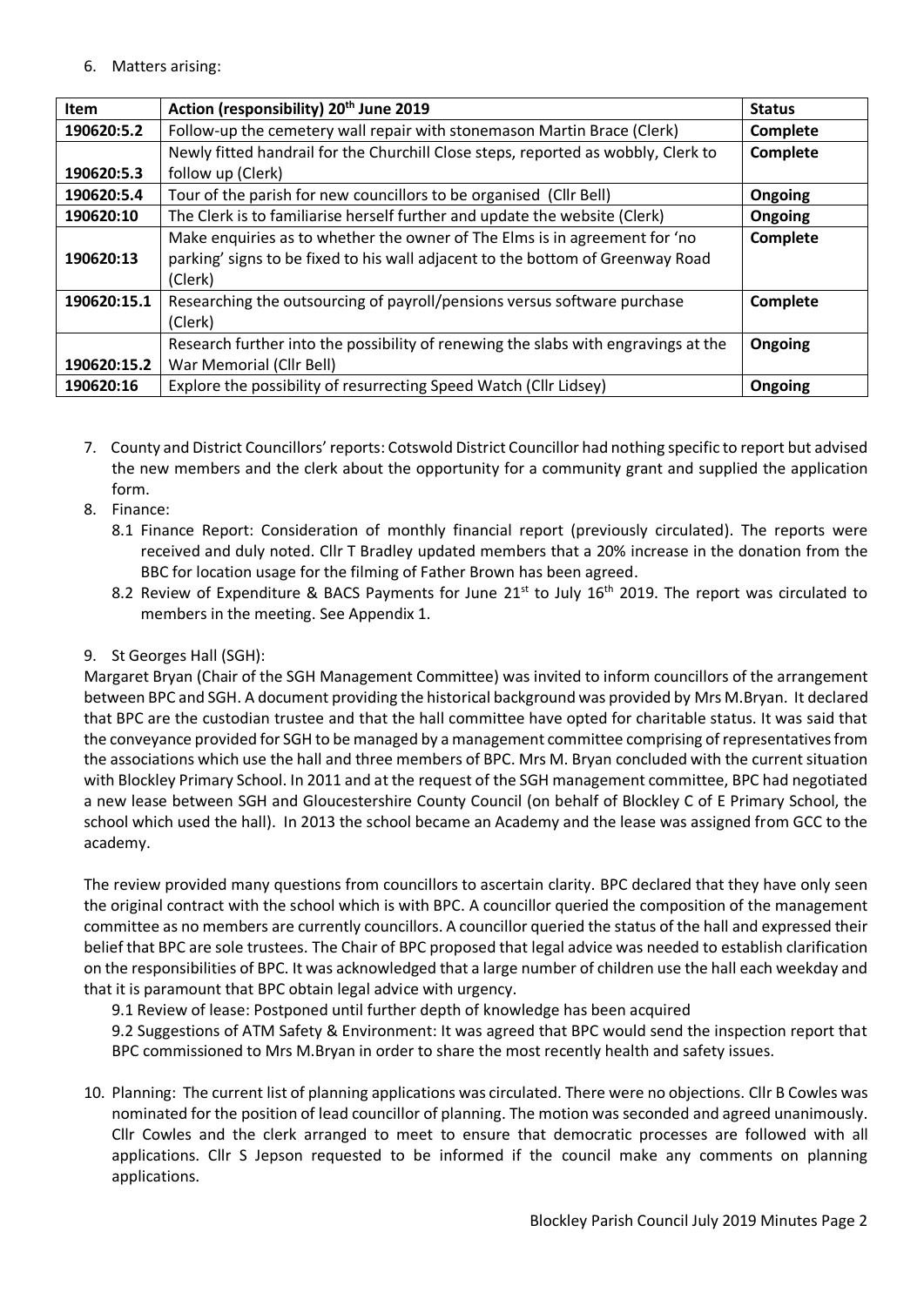6. Matters arising:

| Item | Action (responsibility) 20th June 2019 | Status |
|---|---|---|
| 190620:5.2 | Follow-up the cemetery wall repair with stonemason Martin Brace (Clerk) | Complete |
| 190620:5.3 | Newly fitted handrail for the Churchill Close steps, reported as wobbly, Clerk to follow up (Clerk) | Complete |
| 190620:5.4 | Tour of the parish for new councillors to be organised (Cllr Bell) | Ongoing |
| 190620:10 | The Clerk is to familiarise herself further and update the website (Clerk) | Ongoing |
| 190620:13 | Make enquiries as to whether the owner of The Elms is in agreement for 'no parking' signs to be fixed to his wall adjacent to the bottom of Greenway Road (Clerk) | Complete |
| 190620:15.1 | Researching the outsourcing of payroll/pensions versus software purchase (Clerk) | Complete |
| 190620:15.2 | Research further into the possibility of renewing the slabs with engravings at the War Memorial (Cllr Bell) | Ongoing |
| 190620:16 | Explore the possibility of resurrecting Speed Watch (Cllr Lidsey) | Ongoing |

7. County and District Councillors' reports: Cotswold District Councillor had nothing specific to report but advised the new members and the clerk about the opportunity for a community grant and supplied the application form.
8. Finance:
   8.1 Finance Report: Consideration of monthly financial report (previously circulated). The reports were received and duly noted. Cllr T Bradley updated members that a 20% increase in the donation from the BBC for location usage for the filming of Father Brown has been agreed.
   8.2 Review of Expenditure & BACS Payments for June 21st to July 16th 2019. The report was circulated to members in the meeting. See Appendix 1.

9. St Georges Hall (SGH):

Margaret Bryan (Chair of the SGH Management Committee) was invited to inform councillors of the arrangement between BPC and SGH. A document providing the historical background was provided by Mrs M.Bryan. It declared that BPC are the custodian trustee and that the hall committee have opted for charitable status. It was said that the conveyance provided for SGH to be managed by a management committee comprising of representatives from the associations which use the hall and three members of BPC. Mrs M. Bryan concluded with the current situation with Blockley Primary School. In 2011 and at the request of the SGH management committee, BPC had negotiated a new lease between SGH and Gloucestershire County Council (on behalf of Blockley C of E Primary School, the school which used the hall). In 2013 the school became an Academy and the lease was assigned from GCC to the academy.

The review provided many questions from councillors to ascertain clarity. BPC declared that they have only seen the original contract with the school which is with BPC. A councillor queried the composition of the management committee as no members are currently councillors. A councillor queried the status of the hall and expressed their belief that BPC are sole trustees. The Chair of BPC proposed that legal advice was needed to establish clarification on the responsibilities of BPC. It was acknowledged that a large number of children use the hall each weekday and that it is paramount that BPC obtain legal advice with urgency.

9.1 Review of lease: Postponed until further depth of knowledge has been acquired

9.2 Suggestions of ATM Safety & Environment: It was agreed that BPC would send the inspection report that BPC commissioned to Mrs M.Bryan in order to share the most recently health and safety issues.

10. Planning: The current list of planning applications was circulated. There were no objections. Cllr B Cowles was nominated for the position of lead councillor of planning. The motion was seconded and agreed unanimously. Cllr Cowles and the clerk arranged to meet to ensure that democratic processes are followed with all applications. Cllr S Jepson requested to be informed if the council make any comments on planning applications.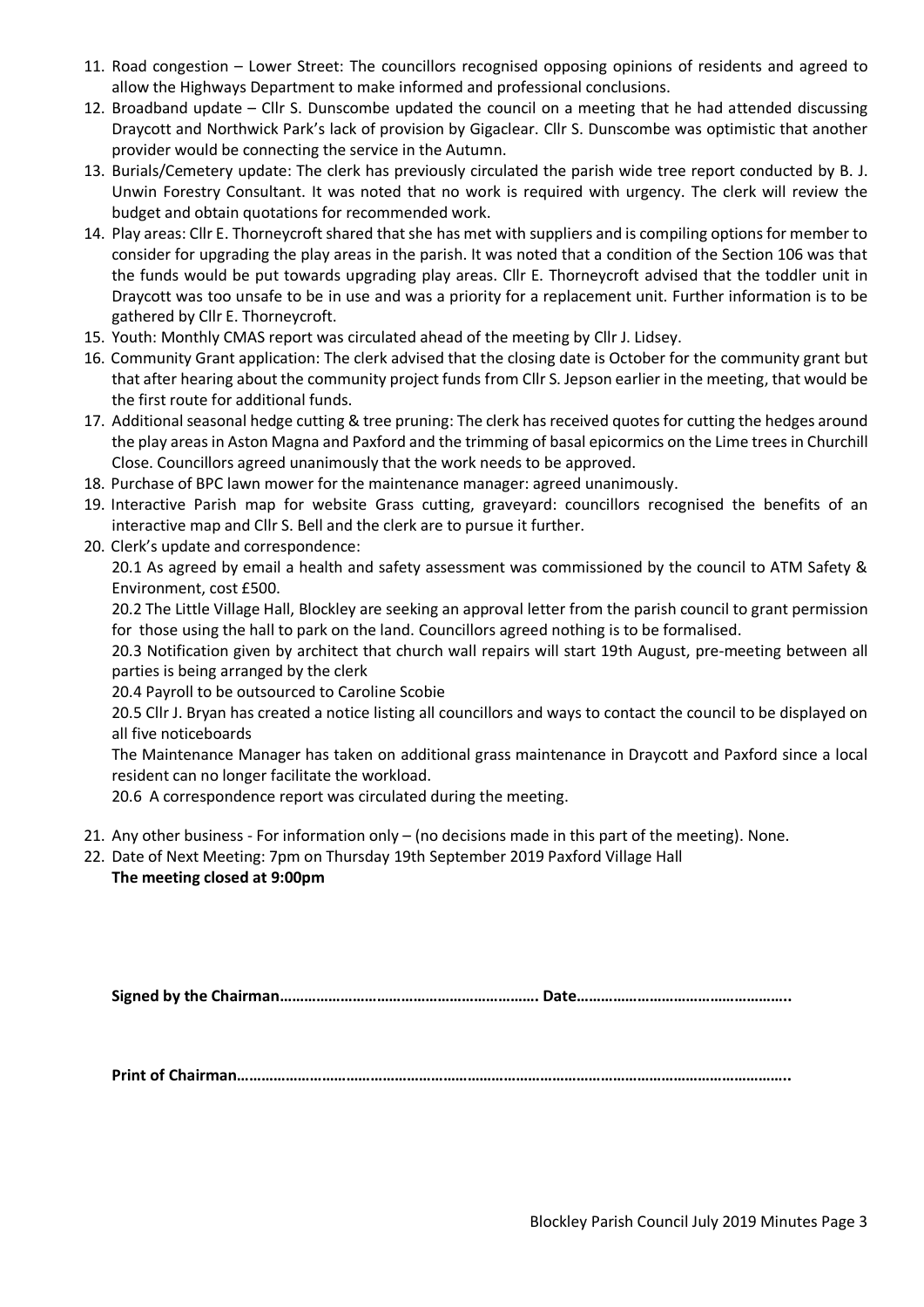11. Road congestion – Lower Street: The councillors recognised opposing opinions of residents and agreed to allow the Highways Department to make informed and professional conclusions.
12. Broadband update – Cllr S. Dunscombe updated the council on a meeting that he had attended discussing Draycott and Northwick Park's lack of provision by Gigaclear. Cllr S. Dunscombe was optimistic that another provider would be connecting the service in the Autumn.
13. Burials/Cemetery update: The clerk has previously circulated the parish wide tree report conducted by B. J. Unwin Forestry Consultant. It was noted that no work is required with urgency. The clerk will review the budget and obtain quotations for recommended work.
14. Play areas: Cllr E. Thorneycroft shared that she has met with suppliers and is compiling options for member to consider for upgrading the play areas in the parish. It was noted that a condition of the Section 106 was that the funds would be put towards upgrading play areas. Cllr E. Thorneycroft advised that the toddler unit in Draycott was too unsafe to be in use and was a priority for a replacement unit. Further information is to be gathered by Cllr E. Thorneycroft.
15. Youth: Monthly CMAS report was circulated ahead of the meeting by Cllr J. Lidsey.
16. Community Grant application: The clerk advised that the closing date is October for the community grant but that after hearing about the community project funds from Cllr S. Jepson earlier in the meeting, that would be the first route for additional funds.
17. Additional seasonal hedge cutting & tree pruning: The clerk has received quotes for cutting the hedges around the play areas in Aston Magna and Paxford and the trimming of basal epicormics on the Lime trees in Churchill Close. Councillors agreed unanimously that the work needs to be approved.
18. Purchase of BPC lawn mower for the maintenance manager: agreed unanimously.
19. Interactive Parish map for website Grass cutting, graveyard: councillors recognised the benefits of an interactive map and Cllr S. Bell and the clerk are to pursue it further.
20. Clerk's update and correspondence:

    20.1 As agreed by email a health and safety assessment was commissioned by the council to ATM Safety & Environment, cost £500.

    20.2 The Little Village Hall, Blockley are seeking an approval letter from the parish council to grant permission for those using the hall to park on the land. Councillors agreed nothing is to be formalised.

    20.3 Notification given by architect that church wall repairs will start 19th August, pre-meeting between all parties is being arranged by the clerk

    20.4 Payroll to be outsourced to Caroline Scobie

    20.5 Cllr J. Bryan has created a notice listing all councillors and ways to contact the council to be displayed on all five noticeboards

    The Maintenance Manager has taken on additional grass maintenance in Draycott and Paxford since a local resident can no longer facilitate the workload.

    20.6 A correspondence report was circulated during the meeting.

21. Any other business - For information only – (no decisions made in this part of the meeting). None.
22. Date of Next Meeting: 7pm on Thursday 19th September 2019 Paxford Village Hall

    **The meeting closed at 9:00pm**

**Signed by the Chairman………………………………………………………. Date…………………………………………..**

**Print of Chairman…………………………………………………………………………………………………………………..**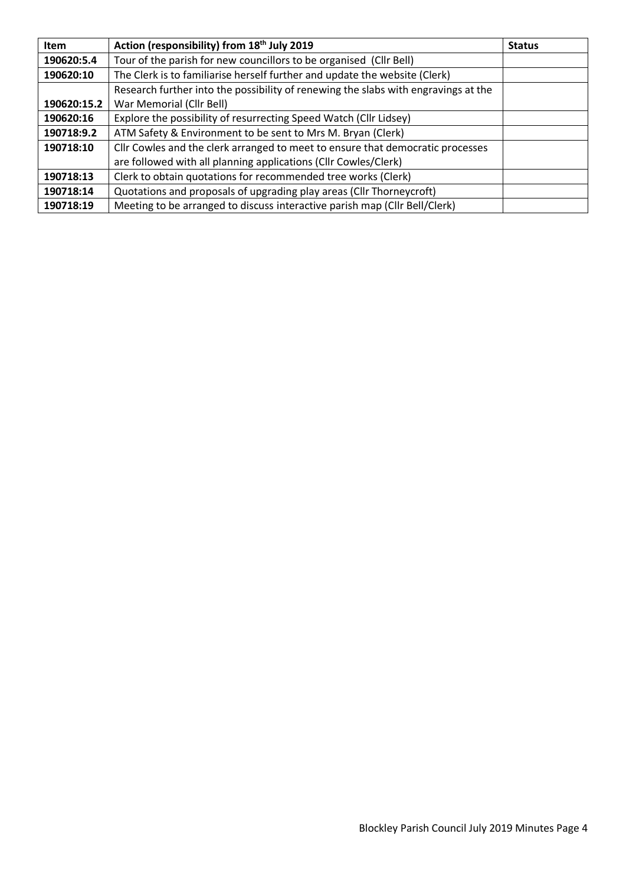| Item | Action (responsibility) from 18th July 2019 | Status |
| --- | --- | --- |
| 190620:5.4 | Tour of the parish for new councillors to be organised (Cllr Bell) | |
| 190620:10 | The Clerk is to familiarise herself further and update the website (Clerk) | |
| 190620:15.2 | Research further into the possibility of renewing the slabs with engravings at the War Memorial (Cllr Bell) | |
| 190620:16 | Explore the possibility of resurrecting Speed Watch (Cllr Lidsey) | |
| 190718:9.2 | ATM Safety & Environment to be sent to Mrs M. Bryan (Clerk) | |
| 190718:10 | Cllr Cowles and the clerk arranged to meet to ensure that democratic processes are followed with all planning applications (Cllr Cowles/Clerk) | |
| 190718:13 | Clerk to obtain quotations for recommended tree works (Clerk) | |
| 190718:14 | Quotations and proposals of upgrading play areas (Cllr Thorneycroft) | |
| 190718:19 | Meeting to be arranged to discuss interactive parish map (Cllr Bell/Clerk) | |